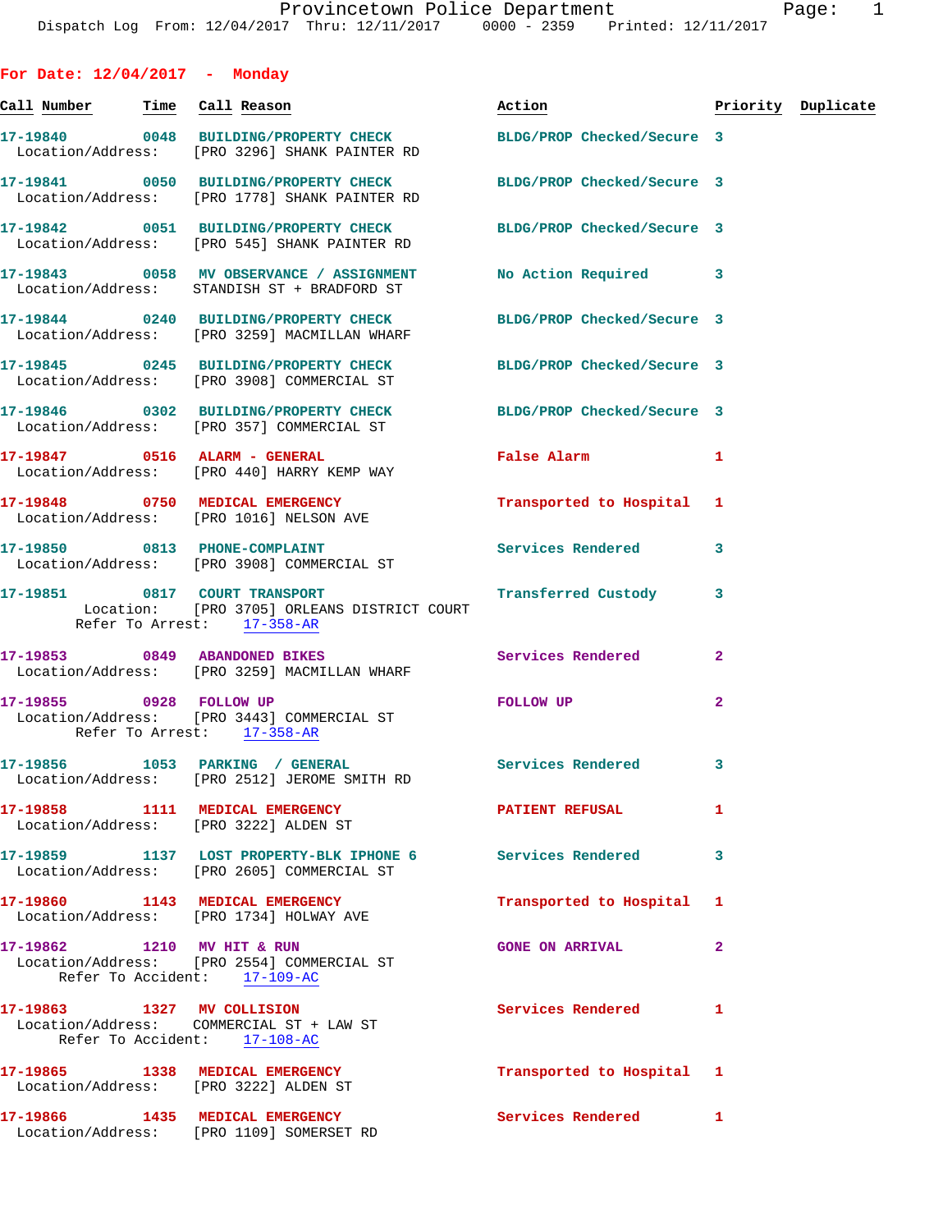Provincetown Police Department
Dispatch Log From: 12/04/2017 Thru: 12/11/2017 0000 - 2359 Printed: 12/11/2017

## For Date: 12/04/2017 - Monday

| Call Number | Time | Call Reason | Action | Priority | Duplicate |
|---|---|---|---|---|---|
| 17-19840 | 0048 | BUILDING/PROPERTY CHECK | BLDG/PROP Checked/Secure | 3 | |
| Location/Address: [PRO 3296] SHANK PAINTER RD | | | | | |
| 17-19841 | 0050 | BUILDING/PROPERTY CHECK | BLDG/PROP Checked/Secure | 3 | |
| Location/Address: [PRO 1778] SHANK PAINTER RD | | | | | |
| 17-19842 | 0051 | BUILDING/PROPERTY CHECK | BLDG/PROP Checked/Secure | 3 | |
| Location/Address: [PRO 545] SHANK PAINTER RD | | | | | |
| 17-19843 | 0058 | MV OBSERVANCE / ASSIGNMENT | No Action Required | 3 | |
| Location/Address: STANDISH ST + BRADFORD ST | | | | | |
| 17-19844 | 0240 | BUILDING/PROPERTY CHECK | BLDG/PROP Checked/Secure | 3 | |
| Location/Address: [PRO 3259] MACMILLAN WHARF | | | | | |
| 17-19845 | 0245 | BUILDING/PROPERTY CHECK | BLDG/PROP Checked/Secure | 3 | |
| Location/Address: [PRO 3908] COMMERCIAL ST | | | | | |
| 17-19846 | 0302 | BUILDING/PROPERTY CHECK | BLDG/PROP Checked/Secure | 3 | |
| Location/Address: [PRO 357] COMMERCIAL ST | | | | | |
| 17-19847 | 0516 | ALARM - GENERAL | False Alarm | 1 | |
| Location/Address: [PRO 440] HARRY KEMP WAY | | | | | |
| 17-19848 | 0750 | MEDICAL EMERGENCY | Transported to Hospital | 1 | |
| Location/Address: [PRO 1016] NELSON AVE | | | | | |
| 17-19850 | 0813 | PHONE-COMPLAINT | Services Rendered | 3 | |
| Location/Address: [PRO 3908] COMMERCIAL ST | | | | | |
| 17-19851 | 0817 | COURT TRANSPORT | Transferred Custody | 3 | |
| Location: [PRO 3705] ORLEANS DISTRICT COURT; Refer To Arrest: 17-358-AR | | | | | |
| 17-19853 | 0849 | ABANDONED BIKES | Services Rendered | 2 | |
| Location/Address: [PRO 3259] MACMILLAN WHARF | | | | | |
| 17-19855 | 0928 | FOLLOW UP | FOLLOW UP | 2 | |
| Location/Address: [PRO 3443] COMMERCIAL ST; Refer To Arrest: 17-358-AR | | | | | |
| 17-19856 | 1053 | PARKING / GENERAL | Services Rendered | 3 | |
| Location/Address: [PRO 2512] JEROME SMITH RD | | | | | |
| 17-19858 | 1111 | MEDICAL EMERGENCY | PATIENT REFUSAL | 1 | |
| Location/Address: [PRO 3222] ALDEN ST | | | | | |
| 17-19859 | 1137 | LOST PROPERTY-BLK IPHONE 6 | Services Rendered | 3 | |
| Location/Address: [PRO 2605] COMMERCIAL ST | | | | | |
| 17-19860 | 1143 | MEDICAL EMERGENCY | Transported to Hospital | 1 | |
| Location/Address: [PRO 1734] HOLWAY AVE | | | | | |
| 17-19862 | 1210 | MV HIT & RUN | GONE ON ARRIVAL | 2 | |
| Location/Address: [PRO 2554] COMMERCIAL ST; Refer To Accident: 17-109-AC | | | | | |
| 17-19863 | 1327 | MV COLLISION | Services Rendered | 1 | |
| Location/Address: COMMERCIAL ST + LAW ST; Refer To Accident: 17-108-AC | | | | | |
| 17-19865 | 1338 | MEDICAL EMERGENCY | Transported to Hospital | 1 | |
| Location/Address: [PRO 3222] ALDEN ST | | | | | |
| 17-19866 | 1435 | MEDICAL EMERGENCY | Services Rendered | 1 | |
| Location/Address: [PRO 1109] SOMERSET RD | | | | | |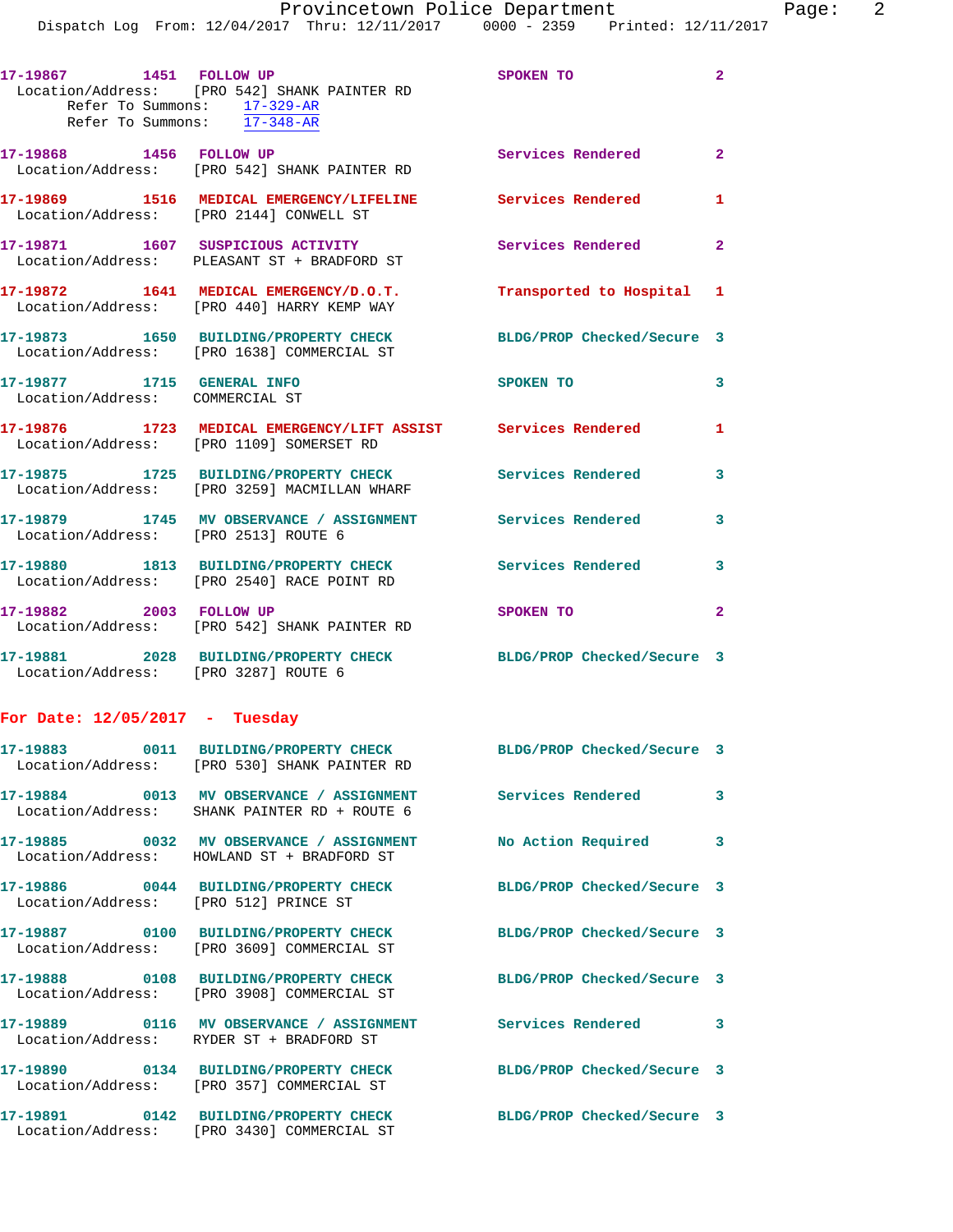17-19867 1451 FOLLOW UP SPOKEN TO 2
Location/Address: [PRO 542] SHANK PAINTER RD
Refer To Summons: 17-329-AR
Refer To Summons: 17-348-AR

17-19868 1456 FOLLOW UP Services Rendered 2
Location/Address: [PRO 542] SHANK PAINTER RD

17-19869 1516 MEDICAL EMERGENCY/LIFELINE Services Rendered 1
Location/Address: [PRO 2144] CONWELL ST

17-19871 1607 SUSPICIOUS ACTIVITY Services Rendered 2
Location/Address: PLEASANT ST + BRADFORD ST

17-19872 1641 MEDICAL EMERGENCY/D.O.T. Transported to Hospital 1
Location/Address: [PRO 440] HARRY KEMP WAY

17-19873 1650 BUILDING/PROPERTY CHECK BLDG/PROP Checked/Secure 3
Location/Address: [PRO 1638] COMMERCIAL ST

17-19877 1715 GENERAL INFO SPOKEN TO 3
Location/Address: COMMERCIAL ST

17-19876 1723 MEDICAL EMERGENCY/LIFT ASSIST Services Rendered 1
Location/Address: [PRO 1109] SOMERSET RD

17-19875 1725 BUILDING/PROPERTY CHECK Services Rendered 3
Location/Address: [PRO 3259] MACMILLAN WHARF

17-19879 1745 MV OBSERVANCE / ASSIGNMENT Services Rendered 3
Location/Address: [PRO 2513] ROUTE 6

17-19880 1813 BUILDING/PROPERTY CHECK Services Rendered 3
Location/Address: [PRO 2540] RACE POINT RD

17-19882 2003 FOLLOW UP SPOKEN TO 2
Location/Address: [PRO 542] SHANK PAINTER RD

17-19881 2028 BUILDING/PROPERTY CHECK BLDG/PROP Checked/Secure 3
Location/Address: [PRO 3287] ROUTE 6

## For Date: 12/05/2017 - Tuesday

17-19883 0011 BUILDING/PROPERTY CHECK BLDG/PROP Checked/Secure 3
Location/Address: [PRO 530] SHANK PAINTER RD

17-19884 0013 MV OBSERVANCE / ASSIGNMENT Services Rendered 3
Location/Address: SHANK PAINTER RD + ROUTE 6

17-19885 0032 MV OBSERVANCE / ASSIGNMENT No Action Required 3
Location/Address: HOWLAND ST + BRADFORD ST

17-19886 0044 BUILDING/PROPERTY CHECK BLDG/PROP Checked/Secure 3
Location/Address: [PRO 512] PRINCE ST

17-19887 0100 BUILDING/PROPERTY CHECK BLDG/PROP Checked/Secure 3
Location/Address: [PRO 3609] COMMERCIAL ST

17-19888 0108 BUILDING/PROPERTY CHECK BLDG/PROP Checked/Secure 3
Location/Address: [PRO 3908] COMMERCIAL ST

17-19889 0116 MV OBSERVANCE / ASSIGNMENT Services Rendered 3
Location/Address: RYDER ST + BRADFORD ST

17-19890 0134 BUILDING/PROPERTY CHECK BLDG/PROP Checked/Secure 3
Location/Address: [PRO 357] COMMERCIAL ST

17-19891 0142 BUILDING/PROPERTY CHECK BLDG/PROP Checked/Secure 3
Location/Address: [PRO 3430] COMMERCIAL ST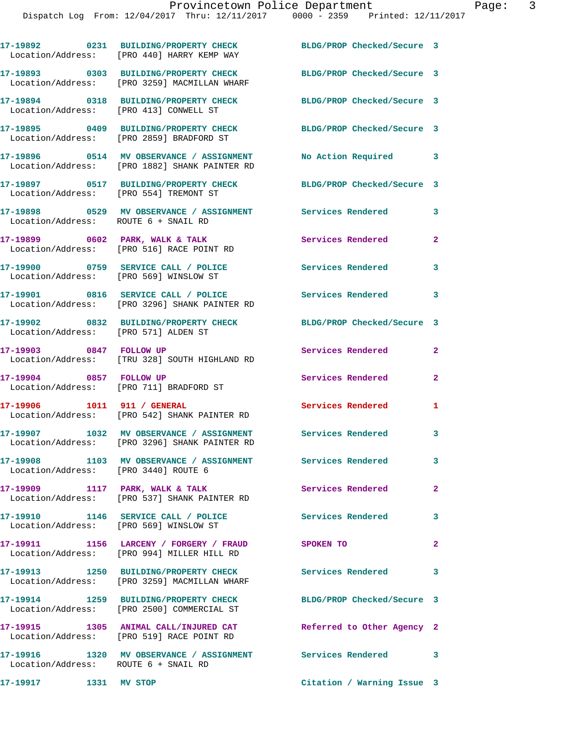17-19892 0231 BUILDING/PROPERTY CHECK BLDG/PROP Checked/Secure 3
Location/Address: [PRO 440] HARRY KEMP WAY

17-19893 0303 BUILDING/PROPERTY CHECK BLDG/PROP Checked/Secure 3
Location/Address: [PRO 3259] MACMILLAN WHARF

17-19894 0318 BUILDING/PROPERTY CHECK BLDG/PROP Checked/Secure 3
Location/Address: [PRO 413] CONWELL ST

17-19895 0409 BUILDING/PROPERTY CHECK BLDG/PROP Checked/Secure 3
Location/Address: [PRO 2859] BRADFORD ST

17-19896 0514 MV OBSERVANCE / ASSIGNMENT No Action Required 3
Location/Address: [PRO 1882] SHANK PAINTER RD

17-19897 0517 BUILDING/PROPERTY CHECK BLDG/PROP Checked/Secure 3
Location/Address: [PRO 554] TREMONT ST

17-19898 0529 MV OBSERVANCE / ASSIGNMENT Services Rendered 3
Location/Address: ROUTE 6 + SNAIL RD

17-19899 0602 PARK, WALK & TALK Services Rendered 2
Location/Address: [PRO 516] RACE POINT RD

17-19900 0759 SERVICE CALL / POLICE Services Rendered 3
Location/Address: [PRO 569] WINSLOW ST

17-19901 0816 SERVICE CALL / POLICE Services Rendered 3
Location/Address: [PRO 3296] SHANK PAINTER RD

17-19902 0832 BUILDING/PROPERTY CHECK BLDG/PROP Checked/Secure 3
Location/Address: [PRO 571] ALDEN ST

17-19903 0847 FOLLOW UP Services Rendered 2
Location/Address: [TRU 328] SOUTH HIGHLAND RD

17-19904 0857 FOLLOW UP Services Rendered 2
Location/Address: [PRO 711] BRADFORD ST

17-19906 1011 911 / GENERAL Services Rendered 1
Location/Address: [PRO 542] SHANK PAINTER RD

17-19907 1032 MV OBSERVANCE / ASSIGNMENT Services Rendered 3
Location/Address: [PRO 3296] SHANK PAINTER RD

17-19908 1103 MV OBSERVANCE / ASSIGNMENT Services Rendered 3
Location/Address: [PRO 3440] ROUTE 6

17-19909 1117 PARK, WALK & TALK Services Rendered 2
Location/Address: [PRO 537] SHANK PAINTER RD

17-19910 1146 SERVICE CALL / POLICE Services Rendered 3
Location/Address: [PRO 569] WINSLOW ST

17-19911 1156 LARCENY / FORGERY / FRAUD SPOKEN TO 2
Location/Address: [PRO 994] MILLER HILL RD

17-19913 1250 BUILDING/PROPERTY CHECK Services Rendered 3
Location/Address: [PRO 3259] MACMILLAN WHARF

17-19914 1259 BUILDING/PROPERTY CHECK BLDG/PROP Checked/Secure 3
Location/Address: [PRO 2500] COMMERCIAL ST

17-19915 1305 ANIMAL CALL/INJURED CAT Referred to Other Agency 2
Location/Address: [PRO 519] RACE POINT RD

17-19916 1320 MV OBSERVANCE / ASSIGNMENT Services Rendered 3
Location/Address: ROUTE 6 + SNAIL RD

17-19917 1331 MV STOP Citation / Warning Issue 3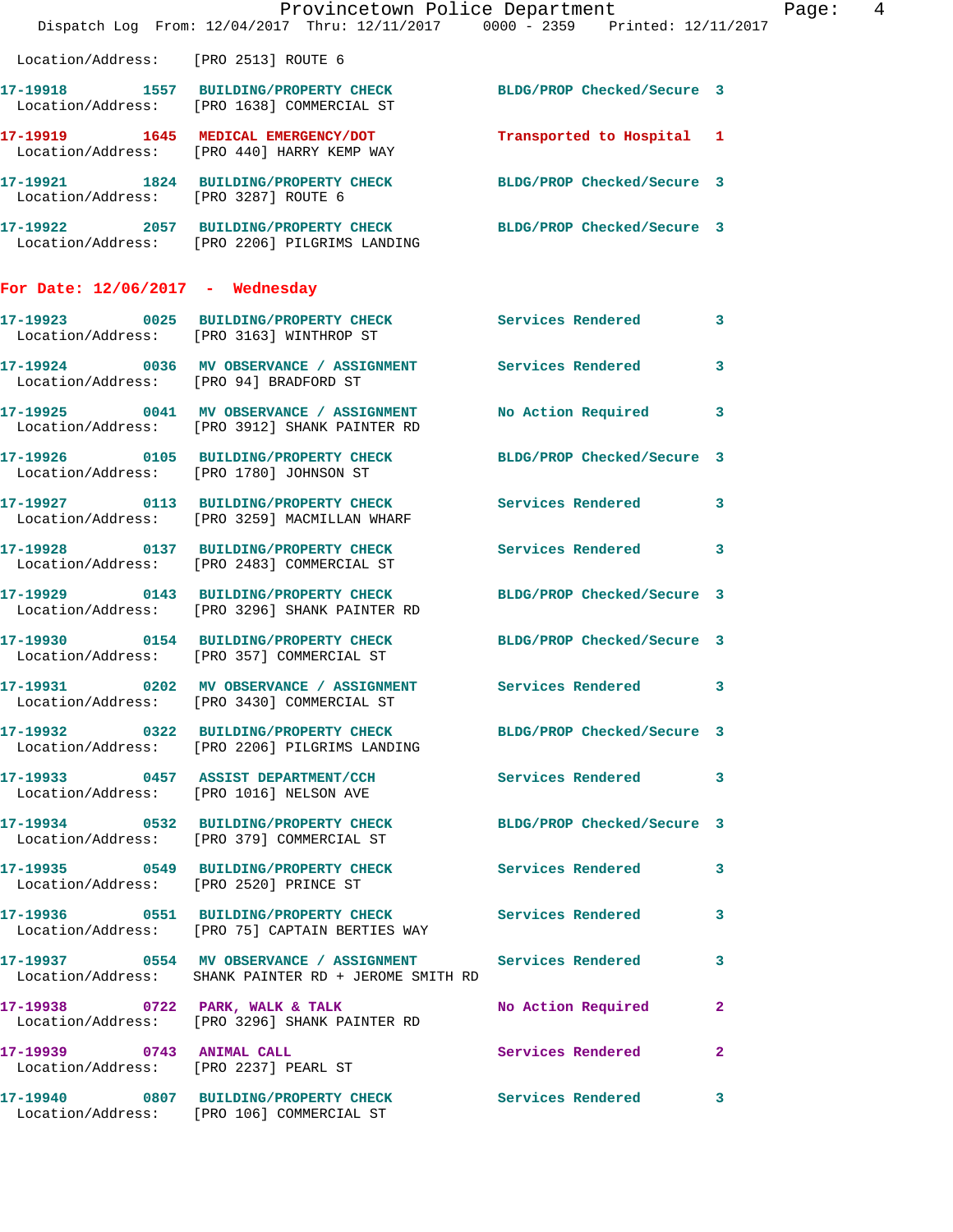Location/Address: [PRO 2513] ROUTE 6

**17-19918** 1557 BUILDING/PROPERTY CHECK BLDG/PROP Checked/Secure 3
Location/Address: [PRO 1638] COMMERCIAL ST

**17-19919** 1645 MEDICAL EMERGENCY/DOT Transported to Hospital 1
Location/Address: [PRO 440] HARRY KEMP WAY

**17-19921** 1824 BUILDING/PROPERTY CHECK BLDG/PROP Checked/Secure 3
Location/Address: [PRO 3287] ROUTE 6

**17-19922** 2057 BUILDING/PROPERTY CHECK BLDG/PROP Checked/Secure 3
Location/Address: [PRO 2206] PILGRIMS LANDING

## For Date: 12/06/2017 - Wednesday

**17-19923** 0025 BUILDING/PROPERTY CHECK Services Rendered 3
Location/Address: [PRO 3163] WINTHROP ST

**17-19924** 0036 MV OBSERVANCE / ASSIGNMENT Services Rendered 3
Location/Address: [PRO 94] BRADFORD ST

**17-19925** 0041 MV OBSERVANCE / ASSIGNMENT No Action Required 3
Location/Address: [PRO 3912] SHANK PAINTER RD

**17-19926** 0105 BUILDING/PROPERTY CHECK BLDG/PROP Checked/Secure 3
Location/Address: [PRO 1780] JOHNSON ST

**17-19927** 0113 BUILDING/PROPERTY CHECK Services Rendered 3
Location/Address: [PRO 3259] MACMILLAN WHARF

**17-19928** 0137 BUILDING/PROPERTY CHECK Services Rendered 3
Location/Address: [PRO 2483] COMMERCIAL ST

**17-19929** 0143 BUILDING/PROPERTY CHECK BLDG/PROP Checked/Secure 3
Location/Address: [PRO 3296] SHANK PAINTER RD

**17-19930** 0154 BUILDING/PROPERTY CHECK BLDG/PROP Checked/Secure 3
Location/Address: [PRO 357] COMMERCIAL ST

**17-19931** 0202 MV OBSERVANCE / ASSIGNMENT Services Rendered 3
Location/Address: [PRO 3430] COMMERCIAL ST

**17-19932** 0322 BUILDING/PROPERTY CHECK BLDG/PROP Checked/Secure 3
Location/Address: [PRO 2206] PILGRIMS LANDING

**17-19933** 0457 ASSIST DEPARTMENT/CCH Services Rendered 3
Location/Address: [PRO 1016] NELSON AVE

**17-19934** 0532 BUILDING/PROPERTY CHECK BLDG/PROP Checked/Secure 3
Location/Address: [PRO 379] COMMERCIAL ST

**17-19935** 0549 BUILDING/PROPERTY CHECK Services Rendered 3
Location/Address: [PRO 2520] PRINCE ST

**17-19936** 0551 BUILDING/PROPERTY CHECK Services Rendered 3
Location/Address: [PRO 75] CAPTAIN BERTIES WAY

**17-19937** 0554 MV OBSERVANCE / ASSIGNMENT Services Rendered 3
Location/Address: SHANK PAINTER RD + JEROME SMITH RD

**17-19938** 0722 PARK, WALK & TALK No Action Required 2
Location/Address: [PRO 3296] SHANK PAINTER RD

**17-19939** 0743 ANIMAL CALL Services Rendered 2
Location/Address: [PRO 2237] PEARL ST

**17-19940** 0807 BUILDING/PROPERTY CHECK Services Rendered 3
Location/Address: [PRO 106] COMMERCIAL ST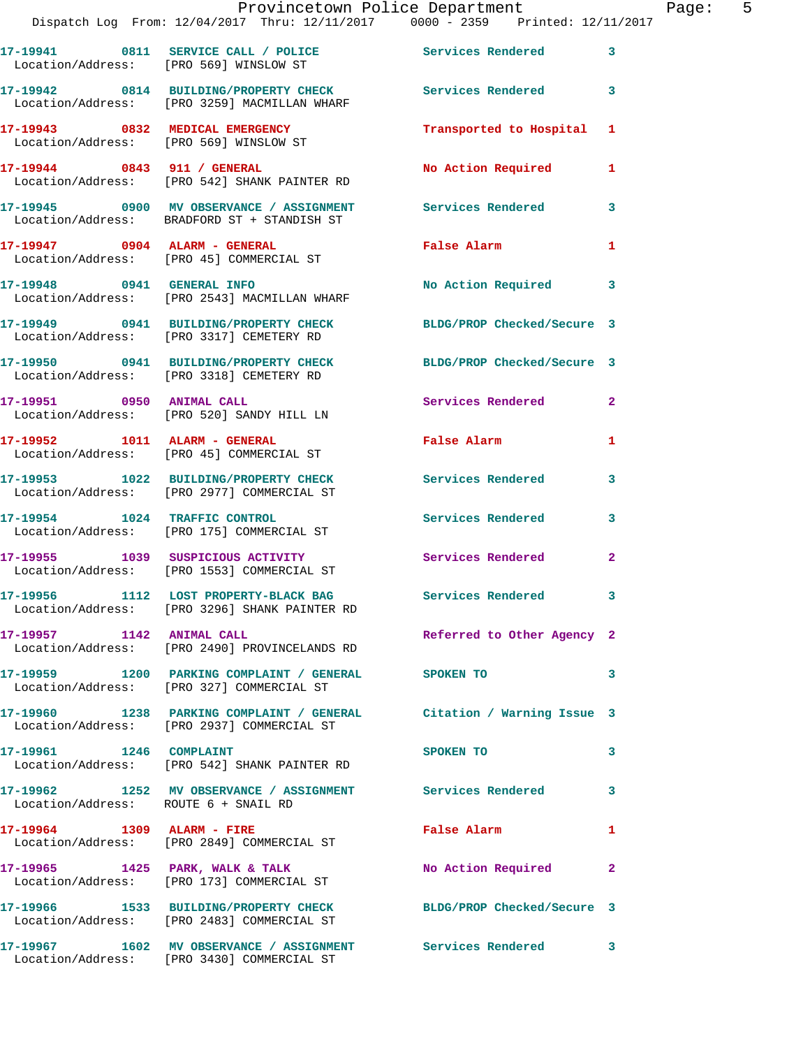17-19941 0811 SERVICE CALL / POLICE Services Rendered 3
Location/Address: [PRO 569] WINSLOW ST

17-19942 0814 BUILDING/PROPERTY CHECK Services Rendered 3
Location/Address: [PRO 3259] MACMILLAN WHARF

17-19943 0832 MEDICAL EMERGENCY Transported to Hospital 1
Location/Address: [PRO 569] WINSLOW ST

17-19944 0843 911 / GENERAL No Action Required 1
Location/Address: [PRO 542] SHANK PAINTER RD

17-19945 0900 MV OBSERVANCE / ASSIGNMENT Services Rendered 3
Location/Address: BRADFORD ST + STANDISH ST

17-19947 0904 ALARM - GENERAL False Alarm 1
Location/Address: [PRO 45] COMMERCIAL ST

17-19948 0941 GENERAL INFO No Action Required 3
Location/Address: [PRO 2543] MACMILLAN WHARF

17-19949 0941 BUILDING/PROPERTY CHECK BLDG/PROP Checked/Secure 3
Location/Address: [PRO 3317] CEMETERY RD

17-19950 0941 BUILDING/PROPERTY CHECK BLDG/PROP Checked/Secure 3
Location/Address: [PRO 3318] CEMETERY RD

17-19951 0950 ANIMAL CALL Services Rendered 2
Location/Address: [PRO 520] SANDY HILL LN

17-19952 1011 ALARM - GENERAL False Alarm 1
Location/Address: [PRO 45] COMMERCIAL ST

17-19953 1022 BUILDING/PROPERTY CHECK Services Rendered 3
Location/Address: [PRO 2977] COMMERCIAL ST

17-19954 1024 TRAFFIC CONTROL Services Rendered 3
Location/Address: [PRO 175] COMMERCIAL ST

17-19955 1039 SUSPICIOUS ACTIVITY Services Rendered 2
Location/Address: [PRO 1553] COMMERCIAL ST

17-19956 1112 LOST PROPERTY-BLACK BAG Services Rendered 3
Location/Address: [PRO 3296] SHANK PAINTER RD

17-19957 1142 ANIMAL CALL Referred to Other Agency 2
Location/Address: [PRO 2490] PROVINCELANDS RD

17-19959 1200 PARKING COMPLAINT / GENERAL SPOKEN TO 3
Location/Address: [PRO 327] COMMERCIAL ST

17-19960 1238 PARKING COMPLAINT / GENERAL Citation / Warning Issue 3
Location/Address: [PRO 2937] COMMERCIAL ST

17-19961 1246 COMPLAINT SPOKEN TO 3
Location/Address: [PRO 542] SHANK PAINTER RD

17-19962 1252 MV OBSERVANCE / ASSIGNMENT Services Rendered 3
Location/Address: ROUTE 6 + SNAIL RD

17-19964 1309 ALARM - FIRE False Alarm 1
Location/Address: [PRO 2849] COMMERCIAL ST

17-19965 1425 PARK, WALK & TALK No Action Required 2
Location/Address: [PRO 173] COMMERCIAL ST

17-19966 1533 BUILDING/PROPERTY CHECK BLDG/PROP Checked/Secure 3
Location/Address: [PRO 2483] COMMERCIAL ST

17-19967 1602 MV OBSERVANCE / ASSIGNMENT Services Rendered 3
Location/Address: [PRO 3430] COMMERCIAL ST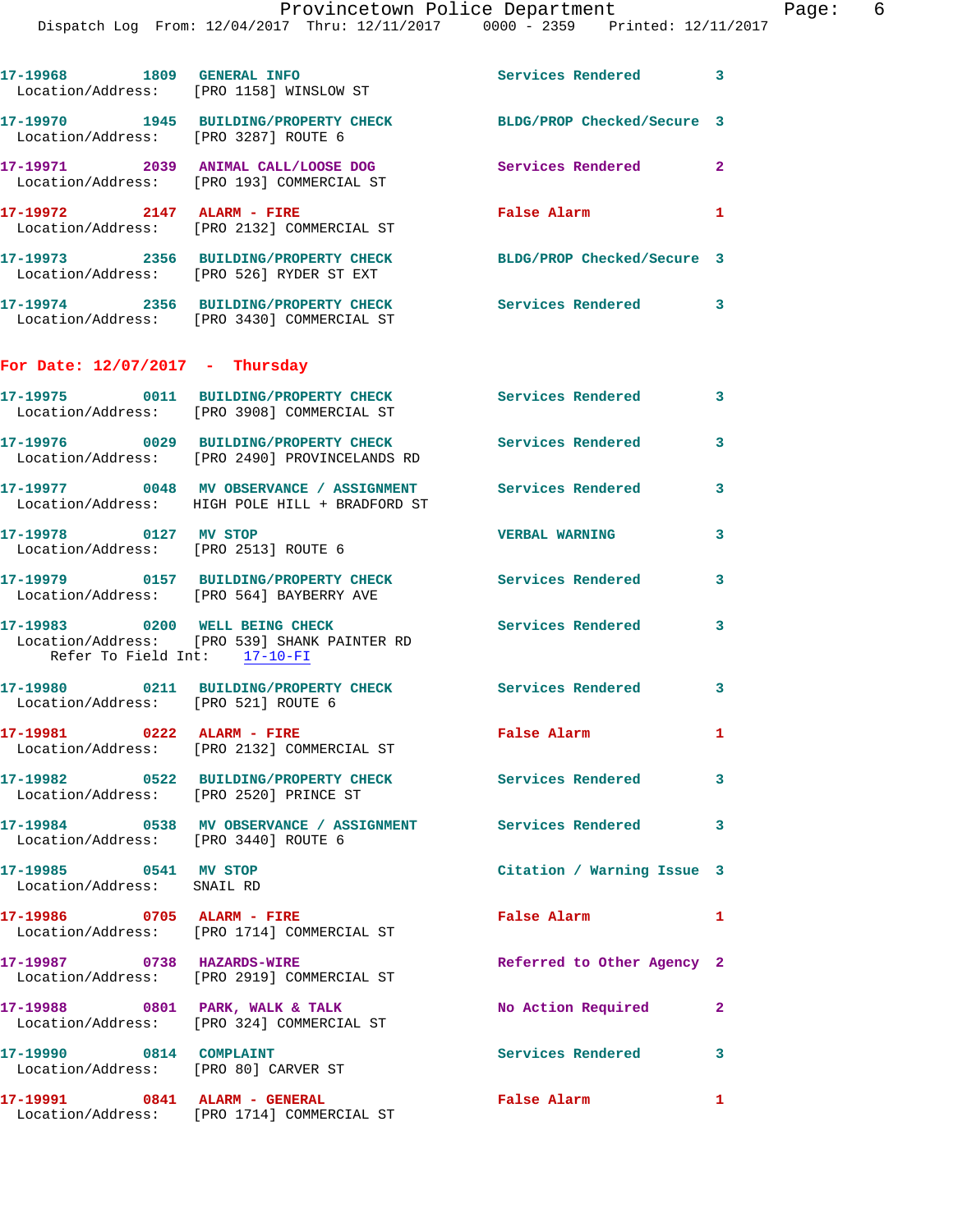17-19968 1809 GENERAL INFO Services Rendered 3
Location/Address: [PRO 1158] WINSLOW ST

17-19970 1945 BUILDING/PROPERTY CHECK BLDG/PROP Checked/Secure 3
Location/Address: [PRO 3287] ROUTE 6

17-19971 2039 ANIMAL CALL/LOOSE DOG Services Rendered 2
Location/Address: [PRO 193] COMMERCIAL ST

17-19972 2147 ALARM - FIRE False Alarm 1
Location/Address: [PRO 2132] COMMERCIAL ST

17-19973 2356 BUILDING/PROPERTY CHECK BLDG/PROP Checked/Secure 3
Location/Address: [PRO 526] RYDER ST EXT

17-19974 2356 BUILDING/PROPERTY CHECK Services Rendered 3
Location/Address: [PRO 3430] COMMERCIAL ST

## For Date: 12/07/2017 - Thursday

17-19975 0011 BUILDING/PROPERTY CHECK Services Rendered 3
Location/Address: [PRO 3908] COMMERCIAL ST

17-19976 0029 BUILDING/PROPERTY CHECK Services Rendered 3
Location/Address: [PRO 2490] PROVINCELANDS RD

17-19977 0048 MV OBSERVANCE / ASSIGNMENT Services Rendered 3
Location/Address: HIGH POLE HILL + BRADFORD ST

17-19978 0127 MV STOP VERBAL WARNING 3
Location/Address: [PRO 2513] ROUTE 6

17-19979 0157 BUILDING/PROPERTY CHECK Services Rendered 3
Location/Address: [PRO 564] BAYBERRY AVE

17-19983 0200 WELL BEING CHECK Services Rendered 3
Location/Address: [PRO 539] SHANK PAINTER RD
Refer To Field Int: 17-10-FI

17-19980 0211 BUILDING/PROPERTY CHECK Services Rendered 3
Location/Address: [PRO 521] ROUTE 6

17-19981 0222 ALARM - FIRE False Alarm 1
Location/Address: [PRO 2132] COMMERCIAL ST

17-19982 0522 BUILDING/PROPERTY CHECK Services Rendered 3
Location/Address: [PRO 2520] PRINCE ST

17-19984 0538 MV OBSERVANCE / ASSIGNMENT Services Rendered 3
Location/Address: [PRO 3440] ROUTE 6

17-19985 0541 MV STOP Citation / Warning Issue 3
Location/Address: SNAIL RD

17-19986 0705 ALARM - FIRE False Alarm 1
Location/Address: [PRO 1714] COMMERCIAL ST

17-19987 0738 HAZARDS-WIRE Referred to Other Agency 2
Location/Address: [PRO 2919] COMMERCIAL ST

17-19988 0801 PARK, WALK & TALK No Action Required 2
Location/Address: [PRO 324] COMMERCIAL ST

17-19990 0814 COMPLAINT Services Rendered 3
Location/Address: [PRO 80] CARVER ST

17-19991 0841 ALARM - GENERAL False Alarm 1
Location/Address: [PRO 1714] COMMERCIAL ST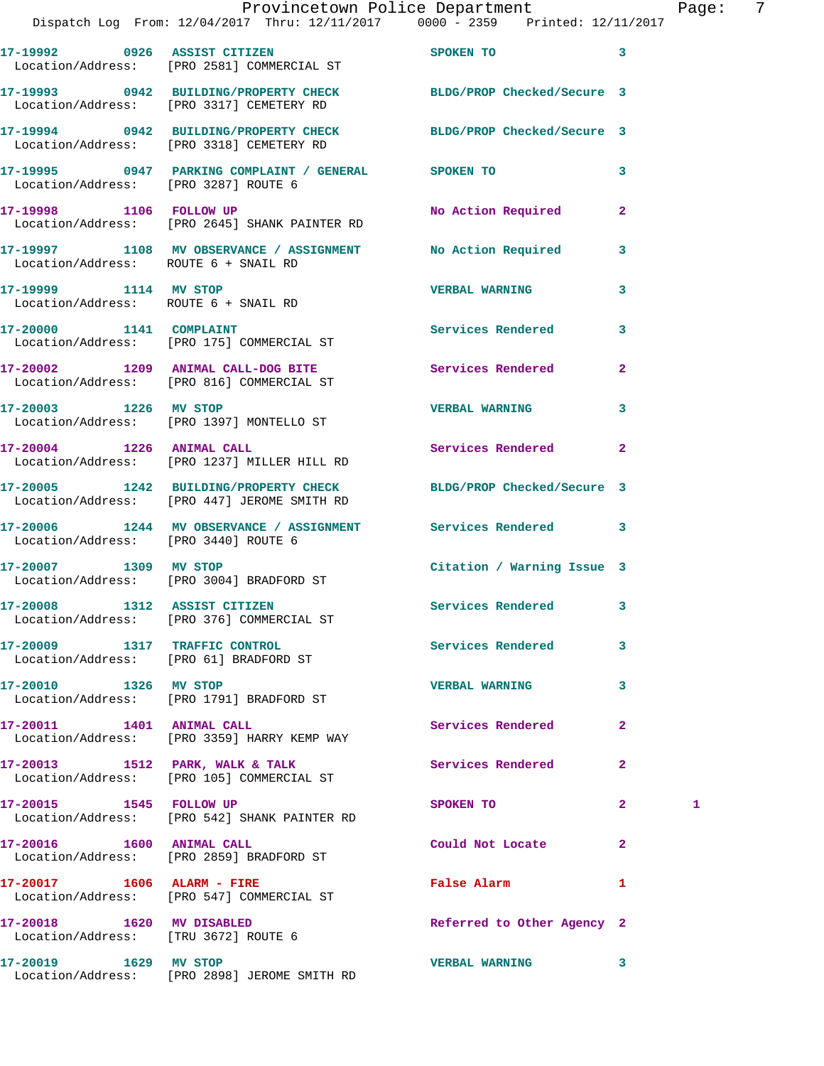17-19992 0926 ASSIST CITIZEN SPOKEN TO 3
Location/Address: [PRO 2581] COMMERCIAL ST

17-19993 0942 BUILDING/PROPERTY CHECK BLDG/PROP Checked/Secure 3
Location/Address: [PRO 3317] CEMETERY RD

17-19994 0942 BUILDING/PROPERTY CHECK BLDG/PROP Checked/Secure 3
Location/Address: [PRO 3318] CEMETERY RD

17-19995 0947 PARKING COMPLAINT / GENERAL SPOKEN TO 3
Location/Address: [PRO 3287] ROUTE 6

17-19998 1106 FOLLOW UP No Action Required 2
Location/Address: [PRO 2645] SHANK PAINTER RD

17-19997 1108 MV OBSERVANCE / ASSIGNMENT No Action Required 3
Location/Address: ROUTE 6 + SNAIL RD

17-19999 1114 MV STOP VERBAL WARNING 3
Location/Address: ROUTE 6 + SNAIL RD

17-20000 1141 COMPLAINT Services Rendered 3
Location/Address: [PRO 175] COMMERCIAL ST

17-20002 1209 ANIMAL CALL-DOG BITE Services Rendered 2
Location/Address: [PRO 816] COMMERCIAL ST

17-20003 1226 MV STOP VERBAL WARNING 3
Location/Address: [PRO 1397] MONTELLO ST

17-20004 1226 ANIMAL CALL Services Rendered 2
Location/Address: [PRO 1237] MILLER HILL RD

17-20005 1242 BUILDING/PROPERTY CHECK BLDG/PROP Checked/Secure 3
Location/Address: [PRO 447] JEROME SMITH RD

17-20006 1244 MV OBSERVANCE / ASSIGNMENT Services Rendered 3
Location/Address: [PRO 3440] ROUTE 6

17-20007 1309 MV STOP Citation / Warning Issue 3
Location/Address: [PRO 3004] BRADFORD ST

17-20008 1312 ASSIST CITIZEN Services Rendered 3
Location/Address: [PRO 376] COMMERCIAL ST

17-20009 1317 TRAFFIC CONTROL Services Rendered 3
Location/Address: [PRO 61] BRADFORD ST

17-20010 1326 MV STOP VERBAL WARNING 3
Location/Address: [PRO 1791] BRADFORD ST

17-20011 1401 ANIMAL CALL Services Rendered 2
Location/Address: [PRO 3359] HARRY KEMP WAY

17-20013 1512 PARK, WALK & TALK Services Rendered 2
Location/Address: [PRO 105] COMMERCIAL ST

17-20015 1545 FOLLOW UP SPOKEN TO 2 1
Location/Address: [PRO 542] SHANK PAINTER RD

17-20016 1600 ANIMAL CALL Could Not Locate 2
Location/Address: [PRO 2859] BRADFORD ST

17-20017 1606 ALARM - FIRE False Alarm 1
Location/Address: [PRO 547] COMMERCIAL ST

17-20018 1620 MV DISABLED Referred to Other Agency 2
Location/Address: [TRU 3672] ROUTE 6

17-20019 1629 MV STOP VERBAL WARNING 3
Location/Address: [PRO 2898] JEROME SMITH RD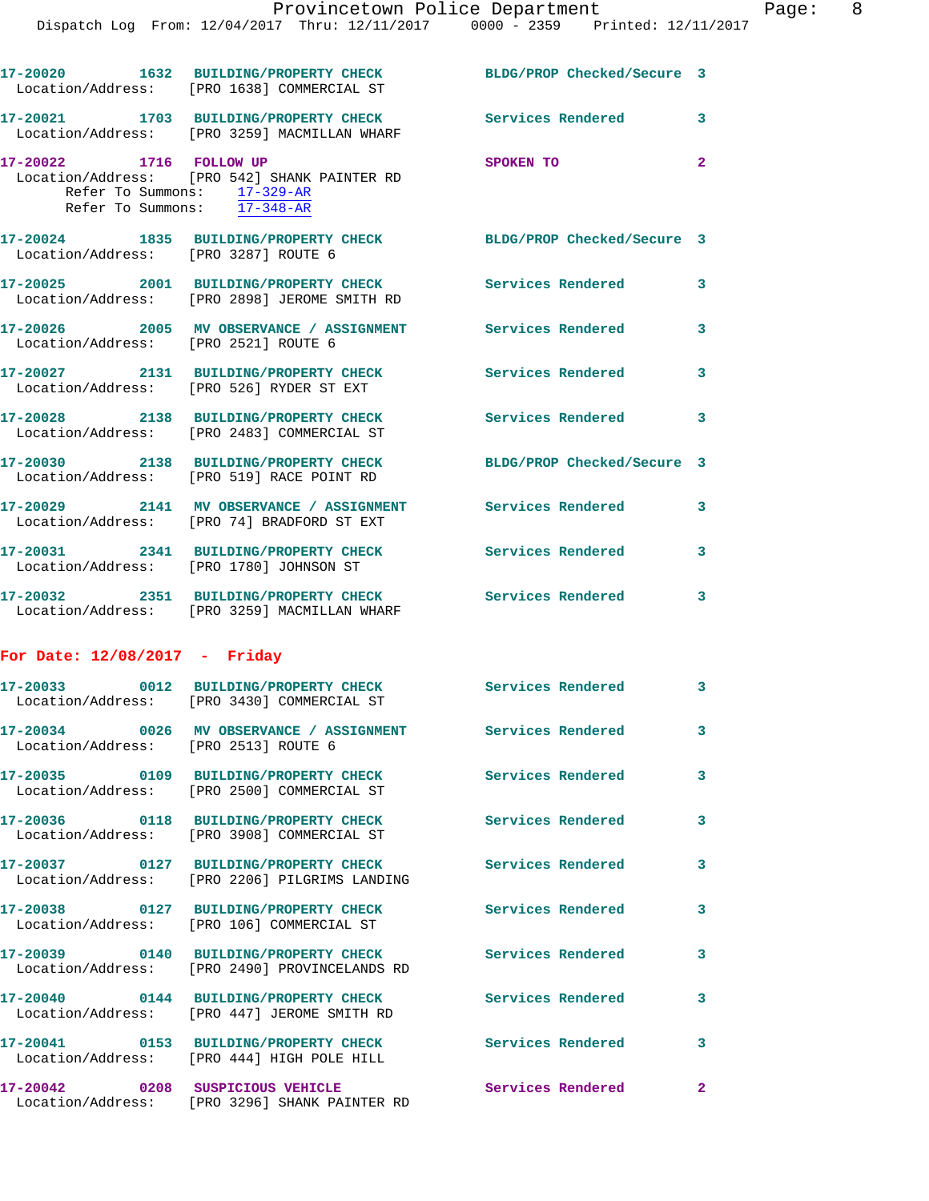17-20020 1632 BUILDING/PROPERTY CHECK BLDG/PROP Checked/Secure 3
Location/Address: [PRO 1638] COMMERCIAL ST

17-20021 1703 BUILDING/PROPERTY CHECK Services Rendered 3
Location/Address: [PRO 3259] MACMILLAN WHARF

17-20022 1716 FOLLOW UP SPOKEN TO 2
Location/Address: [PRO 542] SHANK PAINTER RD
Refer To Summons: 17-329-AR
Refer To Summons: 17-348-AR

17-20024 1835 BUILDING/PROPERTY CHECK BLDG/PROP Checked/Secure 3
Location/Address: [PRO 3287] ROUTE 6

17-20025 2001 BUILDING/PROPERTY CHECK Services Rendered 3
Location/Address: [PRO 2898] JEROME SMITH RD

17-20026 2005 MV OBSERVANCE / ASSIGNMENT Services Rendered 3
Location/Address: [PRO 2521] ROUTE 6

17-20027 2131 BUILDING/PROPERTY CHECK Services Rendered 3
Location/Address: [PRO 526] RYDER ST EXT

17-20028 2138 BUILDING/PROPERTY CHECK Services Rendered 3
Location/Address: [PRO 2483] COMMERCIAL ST

17-20030 2138 BUILDING/PROPERTY CHECK BLDG/PROP Checked/Secure 3
Location/Address: [PRO 519] RACE POINT RD

17-20029 2141 MV OBSERVANCE / ASSIGNMENT Services Rendered 3
Location/Address: [PRO 74] BRADFORD ST EXT

17-20031 2341 BUILDING/PROPERTY CHECK Services Rendered 3
Location/Address: [PRO 1780] JOHNSON ST

17-20032 2351 BUILDING/PROPERTY CHECK Services Rendered 3
Location/Address: [PRO 3259] MACMILLAN WHARF

**For Date: 12/08/2017 - Friday**

17-20033 0012 BUILDING/PROPERTY CHECK Services Rendered 3
Location/Address: [PRO 3430] COMMERCIAL ST

17-20034 0026 MV OBSERVANCE / ASSIGNMENT Services Rendered 3
Location/Address: [PRO 2513] ROUTE 6

17-20035 0109 BUILDING/PROPERTY CHECK Services Rendered 3
Location/Address: [PRO 2500] COMMERCIAL ST

17-20036 0118 BUILDING/PROPERTY CHECK Services Rendered 3
Location/Address: [PRO 3908] COMMERCIAL ST

17-20037 0127 BUILDING/PROPERTY CHECK Services Rendered 3
Location/Address: [PRO 2206] PILGRIMS LANDING

17-20038 0127 BUILDING/PROPERTY CHECK Services Rendered 3
Location/Address: [PRO 106] COMMERCIAL ST

17-20039 0140 BUILDING/PROPERTY CHECK Services Rendered 3
Location/Address: [PRO 2490] PROVINCELANDS RD

17-20040 0144 BUILDING/PROPERTY CHECK Services Rendered 3
Location/Address: [PRO 447] JEROME SMITH RD

17-20041 0153 BUILDING/PROPERTY CHECK Services Rendered 3
Location/Address: [PRO 444] HIGH POLE HILL

17-20042 0208 SUSPICIOUS VEHICLE Services Rendered 2
Location/Address: [PRO 3296] SHANK PAINTER RD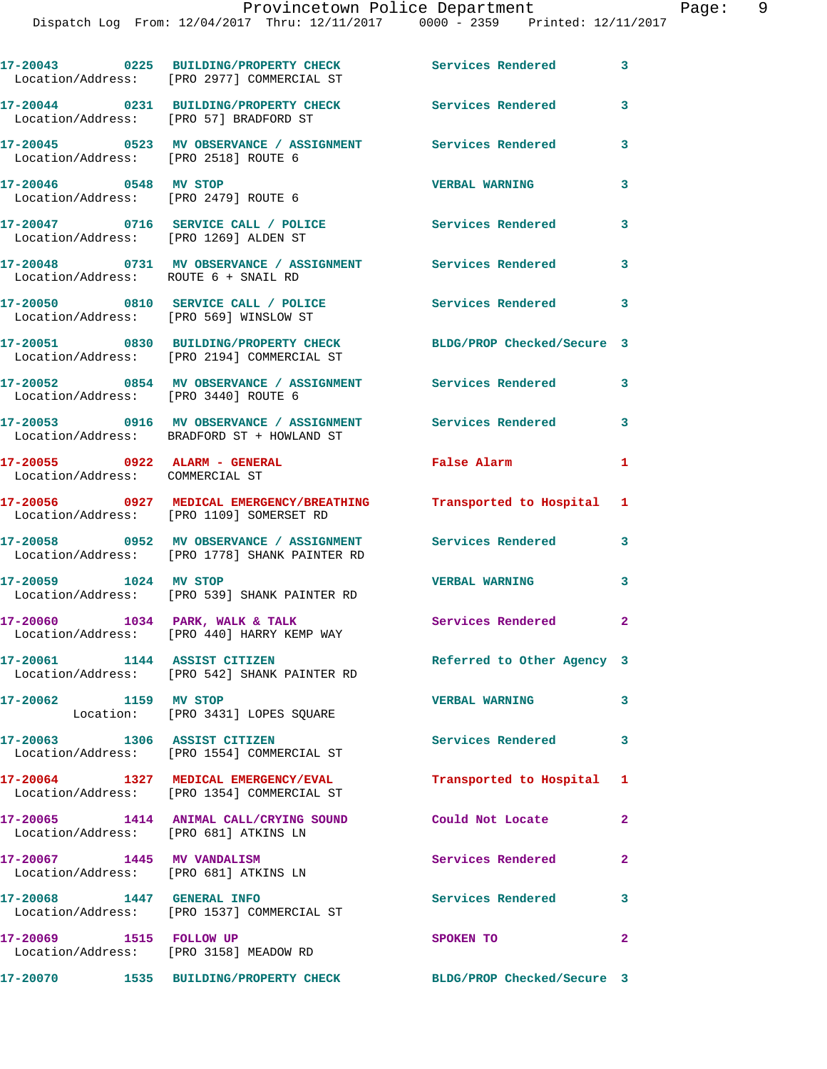17-20043 0225 BUILDING/PROPERTY CHECK Services Rendered 3
Location/Address: [PRO 2977] COMMERCIAL ST

17-20044 0231 BUILDING/PROPERTY CHECK Services Rendered 3
Location/Address: [PRO 57] BRADFORD ST

17-20045 0523 MV OBSERVANCE / ASSIGNMENT Services Rendered 3
Location/Address: [PRO 2518] ROUTE 6

17-20046 0548 MV STOP VERBAL WARNING 3
Location/Address: [PRO 2479] ROUTE 6

17-20047 0716 SERVICE CALL / POLICE Services Rendered 3
Location/Address: [PRO 1269] ALDEN ST

17-20048 0731 MV OBSERVANCE / ASSIGNMENT Services Rendered 3
Location/Address: ROUTE 6 + SNAIL RD

17-20050 0810 SERVICE CALL / POLICE Services Rendered 3
Location/Address: [PRO 569] WINSLOW ST

17-20051 0830 BUILDING/PROPERTY CHECK BLDG/PROP Checked/Secure 3
Location/Address: [PRO 2194] COMMERCIAL ST

17-20052 0854 MV OBSERVANCE / ASSIGNMENT Services Rendered 3
Location/Address: [PRO 3440] ROUTE 6

17-20053 0916 MV OBSERVANCE / ASSIGNMENT Services Rendered 3
Location/Address: BRADFORD ST + HOWLAND ST

17-20055 0922 ALARM - GENERAL False Alarm 1
Location/Address: COMMERCIAL ST

17-20056 0927 MEDICAL EMERGENCY/BREATHING Transported to Hospital 1
Location/Address: [PRO 1109] SOMERSET RD

17-20058 0952 MV OBSERVANCE / ASSIGNMENT Services Rendered 3
Location/Address: [PRO 1778] SHANK PAINTER RD

17-20059 1024 MV STOP VERBAL WARNING 3
Location/Address: [PRO 539] SHANK PAINTER RD

17-20060 1034 PARK, WALK & TALK Services Rendered 2
Location/Address: [PRO 440] HARRY KEMP WAY

17-20061 1144 ASSIST CITIZEN Referred to Other Agency 3
Location/Address: [PRO 542] SHANK PAINTER RD

17-20062 1159 MV STOP VERBAL WARNING 3
Location: [PRO 3431] LOPES SQUARE

17-20063 1306 ASSIST CITIZEN Services Rendered 3
Location/Address: [PRO 1554] COMMERCIAL ST

17-20064 1327 MEDICAL EMERGENCY/EVAL Transported to Hospital 1
Location/Address: [PRO 1354] COMMERCIAL ST

17-20065 1414 ANIMAL CALL/CRYING SOUND Could Not Locate 2
Location/Address: [PRO 681] ATKINS LN

17-20067 1445 MV VANDALISM Services Rendered 2
Location/Address: [PRO 681] ATKINS LN

17-20068 1447 GENERAL INFO Services Rendered 3
Location/Address: [PRO 1537] COMMERCIAL ST

17-20069 1515 FOLLOW UP SPOKEN TO 2
Location/Address: [PRO 3158] MEADOW RD

17-20070 1535 BUILDING/PROPERTY CHECK BLDG/PROP Checked/Secure 3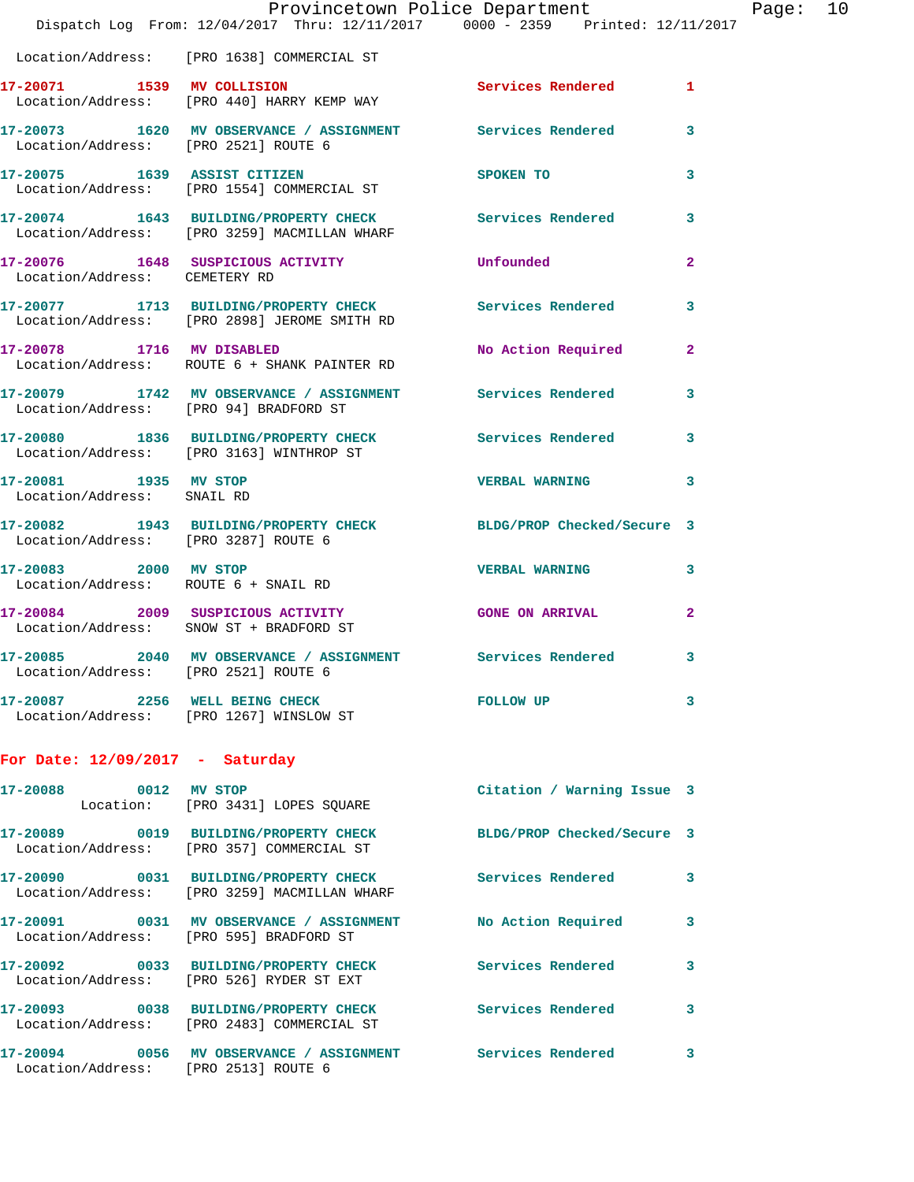Location/Address: [PRO 1638] COMMERCIAL ST

**17-20071 1539 MV COLLISION** Services Rendered 1
Location/Address: [PRO 440] HARRY KEMP WAY

**17-20073 1620 MV OBSERVANCE / ASSIGNMENT** Services Rendered 3
Location/Address: [PRO 2521] ROUTE 6

**17-20075 1639 ASSIST CITIZEN** SPOKEN TO 3
Location/Address: [PRO 1554] COMMERCIAL ST

**17-20074 1643 BUILDING/PROPERTY CHECK** Services Rendered 3
Location/Address: [PRO 3259] MACMILLAN WHARF

**17-20076 1648 SUSPICIOUS ACTIVITY** Unfounded 2
Location/Address: CEMETERY RD

**17-20077 1713 BUILDING/PROPERTY CHECK** Services Rendered 3
Location/Address: [PRO 2898] JEROME SMITH RD

**17-20078 1716 MV DISABLED** No Action Required 2
Location/Address: ROUTE 6 + SHANK PAINTER RD

**17-20079 1742 MV OBSERVANCE / ASSIGNMENT** Services Rendered 3
Location/Address: [PRO 94] BRADFORD ST

**17-20080 1836 BUILDING/PROPERTY CHECK** Services Rendered 3
Location/Address: [PRO 3163] WINTHROP ST

**17-20081 1935 MV STOP** VERBAL WARNING 3
Location/Address: SNAIL RD

**17-20082 1943 BUILDING/PROPERTY CHECK** BLDG/PROP Checked/Secure 3
Location/Address: [PRO 3287] ROUTE 6

**17-20083 2000 MV STOP** VERBAL WARNING 3
Location/Address: ROUTE 6 + SNAIL RD

**17-20084 2009 SUSPICIOUS ACTIVITY** GONE ON ARRIVAL 2
Location/Address: SNOW ST + BRADFORD ST

**17-20085 2040 MV OBSERVANCE / ASSIGNMENT** Services Rendered 3
Location/Address: [PRO 2521] ROUTE 6

**17-20087 2256 WELL BEING CHECK** FOLLOW UP 3
Location/Address: [PRO 1267] WINSLOW ST

## For Date: 12/09/2017 - Saturday

**17-20088 0012 MV STOP** Citation / Warning Issue 3
Location: [PRO 3431] LOPES SQUARE

**17-20089 0019 BUILDING/PROPERTY CHECK** BLDG/PROP Checked/Secure 3
Location/Address: [PRO 357] COMMERCIAL ST

**17-20090 0031 BUILDING/PROPERTY CHECK** Services Rendered 3
Location/Address: [PRO 3259] MACMILLAN WHARF

**17-20091 0031 MV OBSERVANCE / ASSIGNMENT** No Action Required 3
Location/Address: [PRO 595] BRADFORD ST

**17-20092 0033 BUILDING/PROPERTY CHECK** Services Rendered 3
Location/Address: [PRO 526] RYDER ST EXT

**17-20093 0038 BUILDING/PROPERTY CHECK** Services Rendered 3
Location/Address: [PRO 2483] COMMERCIAL ST

**17-20094 0056 MV OBSERVANCE / ASSIGNMENT** Services Rendered 3
Location/Address: [PRO 2513] ROUTE 6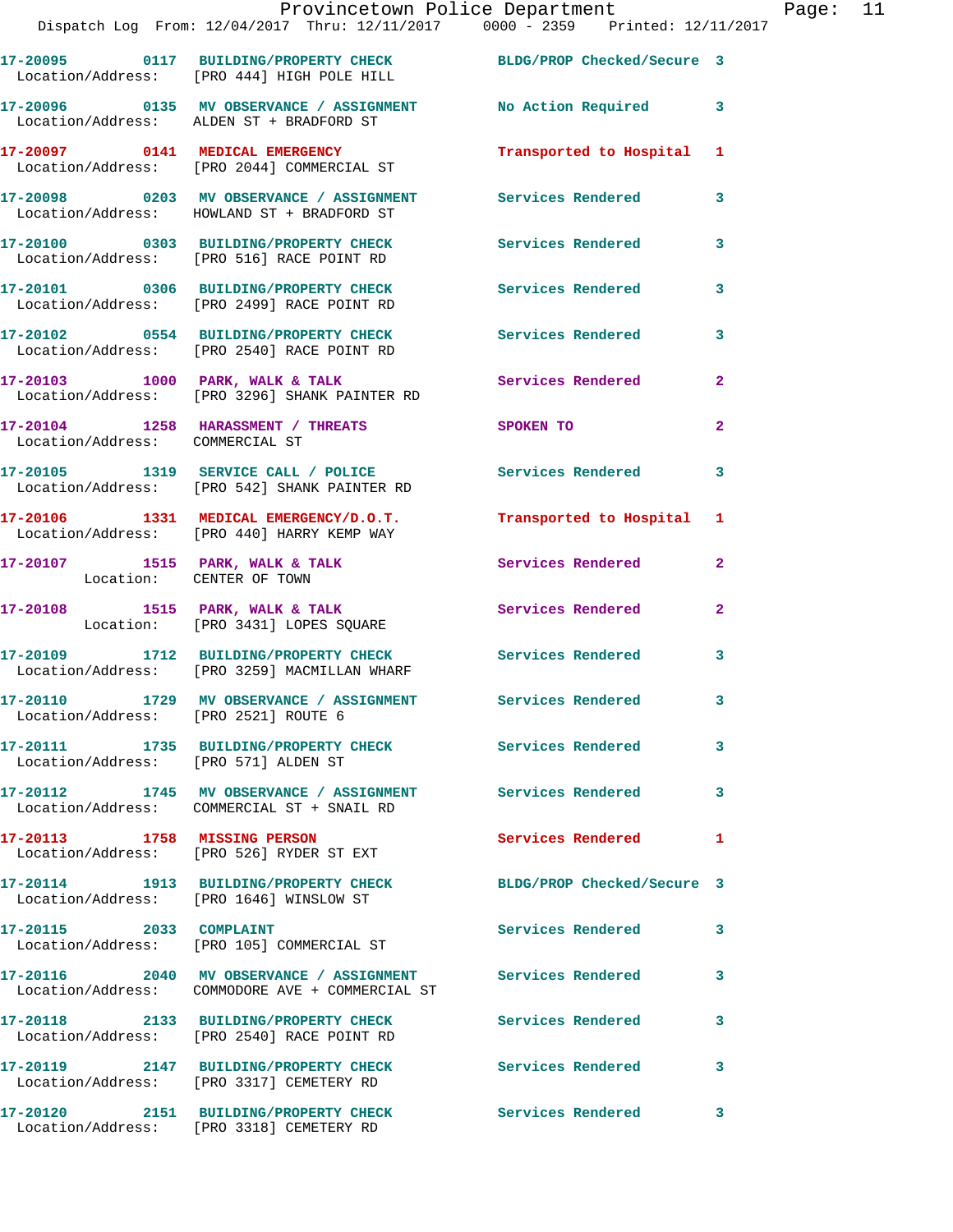| | | | | |
|---|---|---|---|---|
| 17-20095 | 0117 | BUILDING/PROPERTY CHECK | BLDG/PROP Checked/Secure | 3 |
| Location/Address: | [PRO 444] HIGH POLE HILL | | | |
| 17-20096 | 0135 | MV OBSERVANCE / ASSIGNMENT | No Action Required | 3 |
| Location/Address: | ALDEN ST + BRADFORD ST | | | |
| 17-20097 | 0141 | MEDICAL EMERGENCY | Transported to Hospital | 1 |
| Location/Address: | [PRO 2044] COMMERCIAL ST | | | |
| 17-20098 | 0203 | MV OBSERVANCE / ASSIGNMENT | Services Rendered | 3 |
| Location/Address: | HOWLAND ST + BRADFORD ST | | | |
| 17-20100 | 0303 | BUILDING/PROPERTY CHECK | Services Rendered | 3 |
| Location/Address: | [PRO 516] RACE POINT RD | | | |
| 17-20101 | 0306 | BUILDING/PROPERTY CHECK | Services Rendered | 3 |
| Location/Address: | [PRO 2499] RACE POINT RD | | | |
| 17-20102 | 0554 | BUILDING/PROPERTY CHECK | Services Rendered | 3 |
| Location/Address: | [PRO 2540] RACE POINT RD | | | |
| 17-20103 | 1000 | PARK, WALK & TALK | Services Rendered | 2 |
| Location/Address: | [PRO 3296] SHANK PAINTER RD | | | |
| 17-20104 | 1258 | HARASSMENT / THREATS | SPOKEN TO | 2 |
| Location/Address: | COMMERCIAL ST | | | |
| 17-20105 | 1319 | SERVICE CALL / POLICE | Services Rendered | 3 |
| Location/Address: | [PRO 542] SHANK PAINTER RD | | | |
| 17-20106 | 1331 | MEDICAL EMERGENCY/D.O.T. | Transported to Hospital | 1 |
| Location/Address: | [PRO 440] HARRY KEMP WAY | | | |
| 17-20107 | 1515 | PARK, WALK & TALK | Services Rendered | 2 |
| Location: | CENTER OF TOWN | | | |
| 17-20108 | 1515 | PARK, WALK & TALK | Services Rendered | 2 |
| Location: | [PRO 3431] LOPES SQUARE | | | |
| 17-20109 | 1712 | BUILDING/PROPERTY CHECK | Services Rendered | 3 |
| Location/Address: | [PRO 3259] MACMILLAN WHARF | | | |
| 17-20110 | 1729 | MV OBSERVANCE / ASSIGNMENT | Services Rendered | 3 |
| Location/Address: | [PRO 2521] ROUTE 6 | | | |
| 17-20111 | 1735 | BUILDING/PROPERTY CHECK | Services Rendered | 3 |
| Location/Address: | [PRO 571] ALDEN ST | | | |
| 17-20112 | 1745 | MV OBSERVANCE / ASSIGNMENT | Services Rendered | 3 |
| Location/Address: | COMMERCIAL ST + SNAIL RD | | | |
| 17-20113 | 1758 | MISSING PERSON | Services Rendered | 1 |
| Location/Address: | [PRO 526] RYDER ST EXT | | | |
| 17-20114 | 1913 | BUILDING/PROPERTY CHECK | BLDG/PROP Checked/Secure | 3 |
| Location/Address: | [PRO 1646] WINSLOW ST | | | |
| 17-20115 | 2033 | COMPLAINT | Services Rendered | 3 |
| Location/Address: | [PRO 105] COMMERCIAL ST | | | |
| 17-20116 | 2040 | MV OBSERVANCE / ASSIGNMENT | Services Rendered | 3 |
| Location/Address: | COMMODORE AVE + COMMERCIAL ST | | | |
| 17-20118 | 2133 | BUILDING/PROPERTY CHECK | Services Rendered | 3 |
| Location/Address: | [PRO 2540] RACE POINT RD | | | |
| 17-20119 | 2147 | BUILDING/PROPERTY CHECK | Services Rendered | 3 |
| Location/Address: | [PRO 3317] CEMETERY RD | | | |
| 17-20120 | 2151 | BUILDING/PROPERTY CHECK | Services Rendered | 3 |
| Location/Address: | [PRO 3318] CEMETERY RD | | | |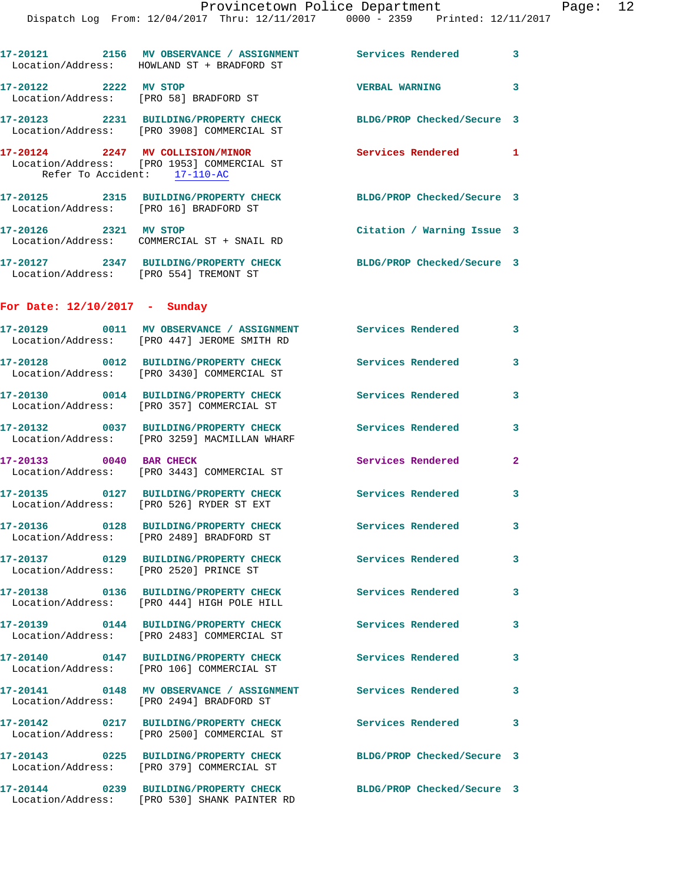17-20121 2156 MV OBSERVANCE / ASSIGNMENT Services Rendered 3
Location/Address: HOWLAND ST + BRADFORD ST

17-20122 2222 MV STOP VERBAL WARNING 3
Location/Address: [PRO 58] BRADFORD ST

17-20123 2231 BUILDING/PROPERTY CHECK BLDG/PROP Checked/Secure 3
Location/Address: [PRO 3908] COMMERCIAL ST

17-20124 2247 MV COLLISION/MINOR Services Rendered 1
Location/Address: [PRO 1953] COMMERCIAL ST
Refer To Accident: 17-110-AC

17-20125 2315 BUILDING/PROPERTY CHECK BLDG/PROP Checked/Secure 3
Location/Address: [PRO 16] BRADFORD ST

17-20126 2321 MV STOP Citation / Warning Issue 3
Location/Address: COMMERCIAL ST + SNAIL RD

17-20127 2347 BUILDING/PROPERTY CHECK BLDG/PROP Checked/Secure 3
Location/Address: [PRO 554] TREMONT ST

## For Date: 12/10/2017 - Sunday

17-20129 0011 MV OBSERVANCE / ASSIGNMENT Services Rendered 3
Location/Address: [PRO 447] JEROME SMITH RD

17-20128 0012 BUILDING/PROPERTY CHECK Services Rendered 3
Location/Address: [PRO 3430] COMMERCIAL ST

17-20130 0014 BUILDING/PROPERTY CHECK Services Rendered 3
Location/Address: [PRO 357] COMMERCIAL ST

17-20132 0037 BUILDING/PROPERTY CHECK Services Rendered 3
Location/Address: [PRO 3259] MACMILLAN WHARF

17-20133 0040 BAR CHECK Services Rendered 2
Location/Address: [PRO 3443] COMMERCIAL ST

17-20135 0127 BUILDING/PROPERTY CHECK Services Rendered 3
Location/Address: [PRO 526] RYDER ST EXT

17-20136 0128 BUILDING/PROPERTY CHECK Services Rendered 3
Location/Address: [PRO 2489] BRADFORD ST

17-20137 0129 BUILDING/PROPERTY CHECK Services Rendered 3
Location/Address: [PRO 2520] PRINCE ST

17-20138 0136 BUILDING/PROPERTY CHECK Services Rendered 3
Location/Address: [PRO 444] HIGH POLE HILL

17-20139 0144 BUILDING/PROPERTY CHECK Services Rendered 3
Location/Address: [PRO 2483] COMMERCIAL ST

17-20140 0147 BUILDING/PROPERTY CHECK Services Rendered 3
Location/Address: [PRO 106] COMMERCIAL ST

17-20141 0148 MV OBSERVANCE / ASSIGNMENT Services Rendered 3
Location/Address: [PRO 2494] BRADFORD ST

17-20142 0217 BUILDING/PROPERTY CHECK Services Rendered 3
Location/Address: [PRO 2500] COMMERCIAL ST

17-20143 0225 BUILDING/PROPERTY CHECK BLDG/PROP Checked/Secure 3
Location/Address: [PRO 379] COMMERCIAL ST

17-20144 0239 BUILDING/PROPERTY CHECK BLDG/PROP Checked/Secure 3
Location/Address: [PRO 530] SHANK PAINTER RD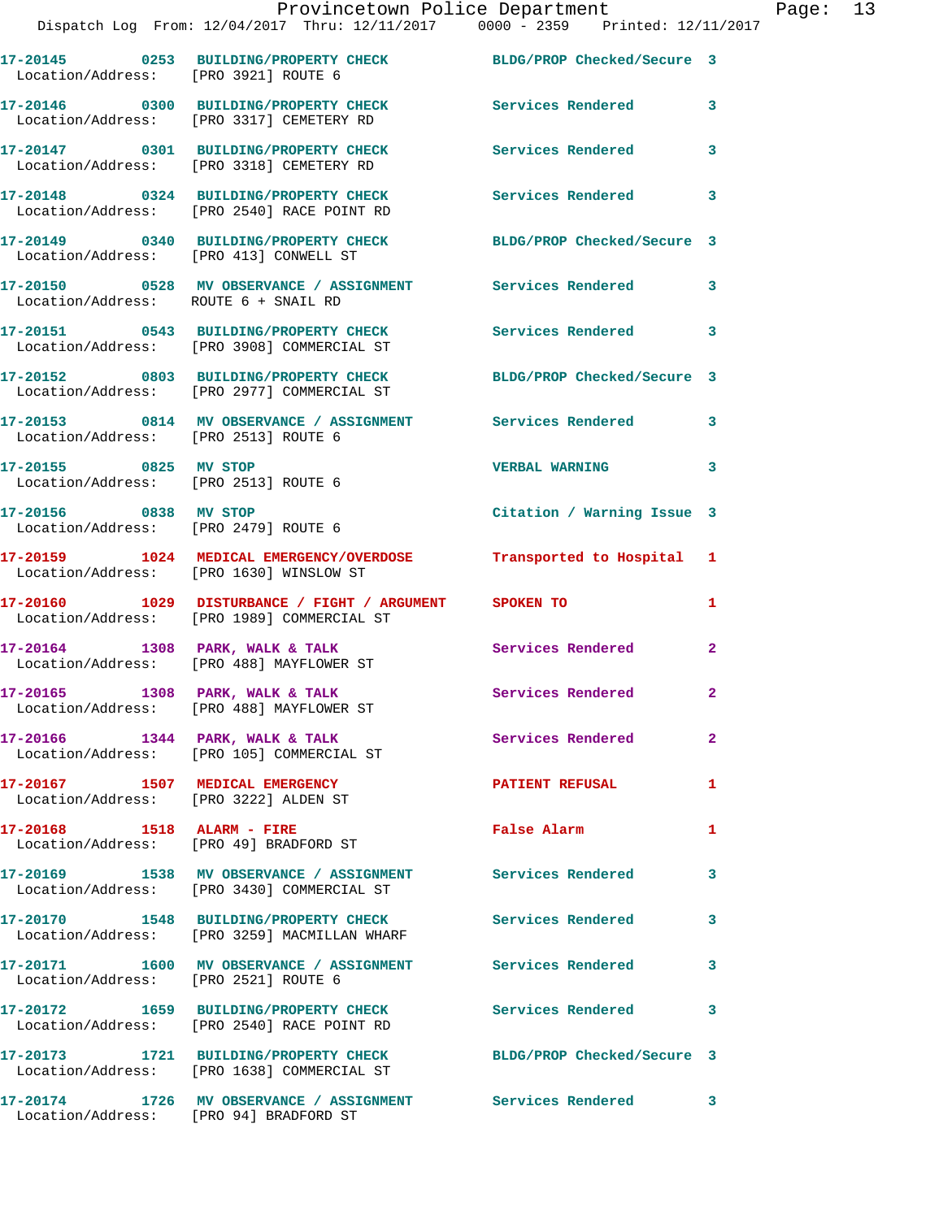17-20145 0253 BUILDING/PROPERTY CHECK BLDG/PROP Checked/Secure 3
Location/Address: [PRO 3921] ROUTE 6

17-20146 0300 BUILDING/PROPERTY CHECK Services Rendered 3
Location/Address: [PRO 3317] CEMETERY RD

17-20147 0301 BUILDING/PROPERTY CHECK Services Rendered 3
Location/Address: [PRO 3318] CEMETERY RD

17-20148 0324 BUILDING/PROPERTY CHECK Services Rendered 3
Location/Address: [PRO 2540] RACE POINT RD

17-20149 0340 BUILDING/PROPERTY CHECK BLDG/PROP Checked/Secure 3
Location/Address: [PRO 413] CONWELL ST

17-20150 0528 MV OBSERVANCE / ASSIGNMENT Services Rendered 3
Location/Address: ROUTE 6 + SNAIL RD

17-20151 0543 BUILDING/PROPERTY CHECK Services Rendered 3
Location/Address: [PRO 3908] COMMERCIAL ST

17-20152 0803 BUILDING/PROPERTY CHECK BLDG/PROP Checked/Secure 3
Location/Address: [PRO 2977] COMMERCIAL ST

17-20153 0814 MV OBSERVANCE / ASSIGNMENT Services Rendered 3
Location/Address: [PRO 2513] ROUTE 6

17-20155 0825 MV STOP VERBAL WARNING 3
Location/Address: [PRO 2513] ROUTE 6

17-20156 0838 MV STOP Citation / Warning Issue 3
Location/Address: [PRO 2479] ROUTE 6

17-20159 1024 MEDICAL EMERGENCY/OVERDOSE Transported to Hospital 1
Location/Address: [PRO 1630] WINSLOW ST

17-20160 1029 DISTURBANCE / FIGHT / ARGUMENT SPOKEN TO 1
Location/Address: [PRO 1989] COMMERCIAL ST

17-20164 1308 PARK, WALK & TALK Services Rendered 2
Location/Address: [PRO 488] MAYFLOWER ST

17-20165 1308 PARK, WALK & TALK Services Rendered 2
Location/Address: [PRO 488] MAYFLOWER ST

17-20166 1344 PARK, WALK & TALK Services Rendered 2
Location/Address: [PRO 105] COMMERCIAL ST

17-20167 1507 MEDICAL EMERGENCY PATIENT REFUSAL 1
Location/Address: [PRO 3222] ALDEN ST

17-20168 1518 ALARM - FIRE False Alarm 1
Location/Address: [PRO 49] BRADFORD ST

17-20169 1538 MV OBSERVANCE / ASSIGNMENT Services Rendered 3
Location/Address: [PRO 3430] COMMERCIAL ST

17-20170 1548 BUILDING/PROPERTY CHECK Services Rendered 3
Location/Address: [PRO 3259] MACMILLAN WHARF

17-20171 1600 MV OBSERVANCE / ASSIGNMENT Services Rendered 3
Location/Address: [PRO 2521] ROUTE 6

17-20172 1659 BUILDING/PROPERTY CHECK Services Rendered 3
Location/Address: [PRO 2540] RACE POINT RD

17-20173 1721 BUILDING/PROPERTY CHECK BLDG/PROP Checked/Secure 3
Location/Address: [PRO 1638] COMMERCIAL ST

17-20174 1726 MV OBSERVANCE / ASSIGNMENT Services Rendered 3
Location/Address: [PRO 94] BRADFORD ST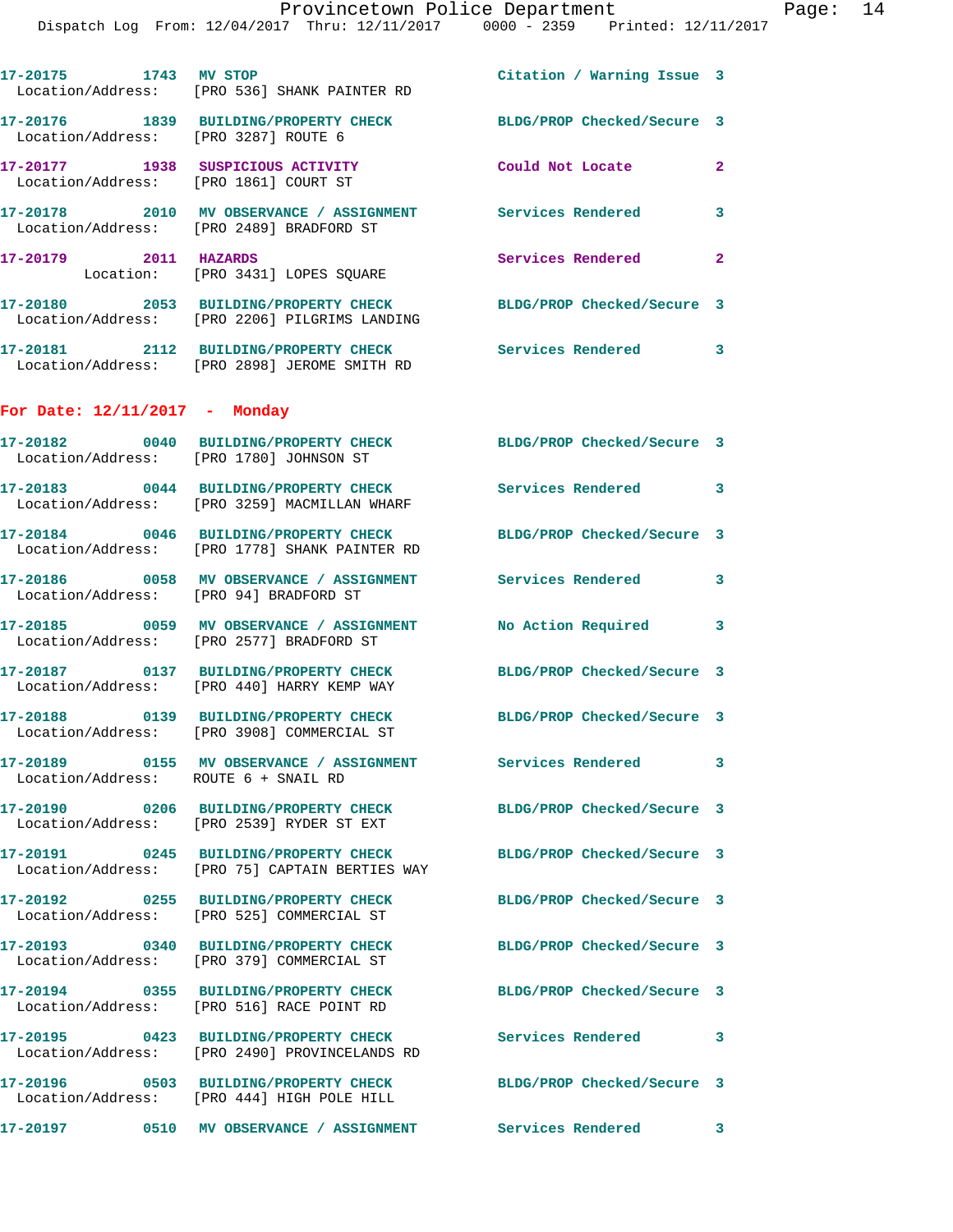17-20175 1743 MV STOP Citation / Warning Issue 3
Location/Address: [PRO 536] SHANK PAINTER RD

17-20176 1839 BUILDING/PROPERTY CHECK BLDG/PROP Checked/Secure 3
Location/Address: [PRO 3287] ROUTE 6

17-20177 1938 SUSPICIOUS ACTIVITY Could Not Locate 2
Location/Address: [PRO 1861] COURT ST

17-20178 2010 MV OBSERVANCE / ASSIGNMENT Services Rendered 3
Location/Address: [PRO 2489] BRADFORD ST

17-20179 2011 HAZARDS Services Rendered 2
Location: [PRO 3431] LOPES SQUARE

17-20180 2053 BUILDING/PROPERTY CHECK BLDG/PROP Checked/Secure 3
Location/Address: [PRO 2206] PILGRIMS LANDING

17-20181 2112 BUILDING/PROPERTY CHECK Services Rendered 3
Location/Address: [PRO 2898] JEROME SMITH RD

## For Date: 12/11/2017 - Monday

17-20182 0040 BUILDING/PROPERTY CHECK BLDG/PROP Checked/Secure 3
Location/Address: [PRO 1780] JOHNSON ST

17-20183 0044 BUILDING/PROPERTY CHECK Services Rendered 3
Location/Address: [PRO 3259] MACMILLAN WHARF

17-20184 0046 BUILDING/PROPERTY CHECK BLDG/PROP Checked/Secure 3
Location/Address: [PRO 1778] SHANK PAINTER RD

17-20186 0058 MV OBSERVANCE / ASSIGNMENT Services Rendered 3
Location/Address: [PRO 94] BRADFORD ST

17-20185 0059 MV OBSERVANCE / ASSIGNMENT No Action Required 3
Location/Address: [PRO 2577] BRADFORD ST

17-20187 0137 BUILDING/PROPERTY CHECK BLDG/PROP Checked/Secure 3
Location/Address: [PRO 440] HARRY KEMP WAY

17-20188 0139 BUILDING/PROPERTY CHECK BLDG/PROP Checked/Secure 3
Location/Address: [PRO 3908] COMMERCIAL ST

17-20189 0155 MV OBSERVANCE / ASSIGNMENT Services Rendered 3
Location/Address: ROUTE 6 + SNAIL RD

17-20190 0206 BUILDING/PROPERTY CHECK BLDG/PROP Checked/Secure 3
Location/Address: [PRO 2539] RYDER ST EXT

17-20191 0245 BUILDING/PROPERTY CHECK BLDG/PROP Checked/Secure 3
Location/Address: [PRO 75] CAPTAIN BERTIES WAY

17-20192 0255 BUILDING/PROPERTY CHECK BLDG/PROP Checked/Secure 3
Location/Address: [PRO 525] COMMERCIAL ST

17-20193 0340 BUILDING/PROPERTY CHECK BLDG/PROP Checked/Secure 3
Location/Address: [PRO 379] COMMERCIAL ST

17-20194 0355 BUILDING/PROPERTY CHECK BLDG/PROP Checked/Secure 3
Location/Address: [PRO 516] RACE POINT RD

17-20195 0423 BUILDING/PROPERTY CHECK Services Rendered 3
Location/Address: [PRO 2490] PROVINCELANDS RD

17-20196 0503 BUILDING/PROPERTY CHECK BLDG/PROP Checked/Secure 3
Location/Address: [PRO 444] HIGH POLE HILL

17-20197 0510 MV OBSERVANCE / ASSIGNMENT Services Rendered 3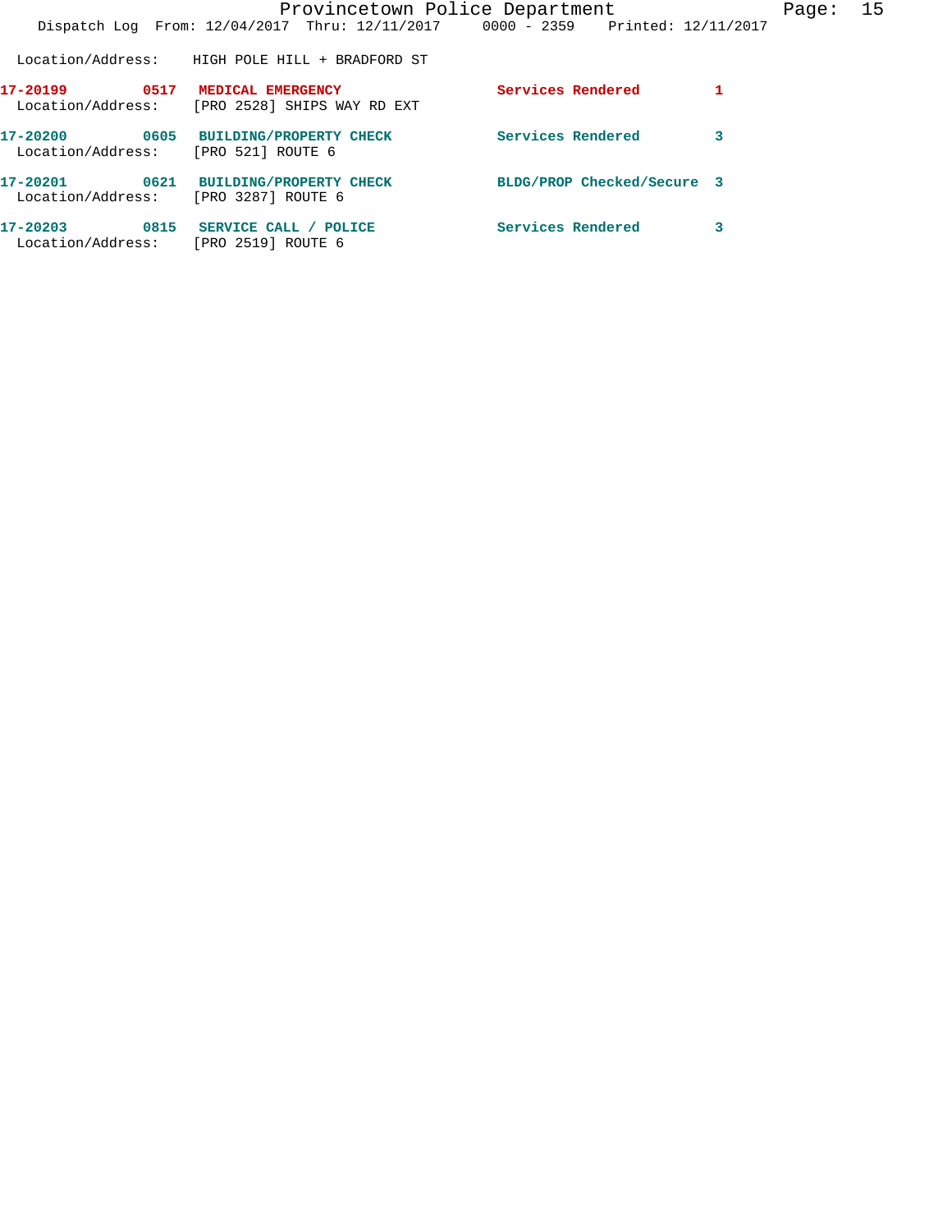Location/Address: HIGH POLE HILL + BRADFORD ST

**17-20199 0517 MEDICAL EMERGENCY** Services Rendered 1
Location/Address: [PRO 2528] SHIPS WAY RD EXT

**17-20200 0605 BUILDING/PROPERTY CHECK** Services Rendered 3
Location/Address: [PRO 521] ROUTE 6

**17-20201 0621 BUILDING/PROPERTY CHECK** BLDG/PROP Checked/Secure 3
Location/Address: [PRO 3287] ROUTE 6

**17-20203 0815 SERVICE CALL / POLICE** Services Rendered 3
Location/Address: [PRO 2519] ROUTE 6